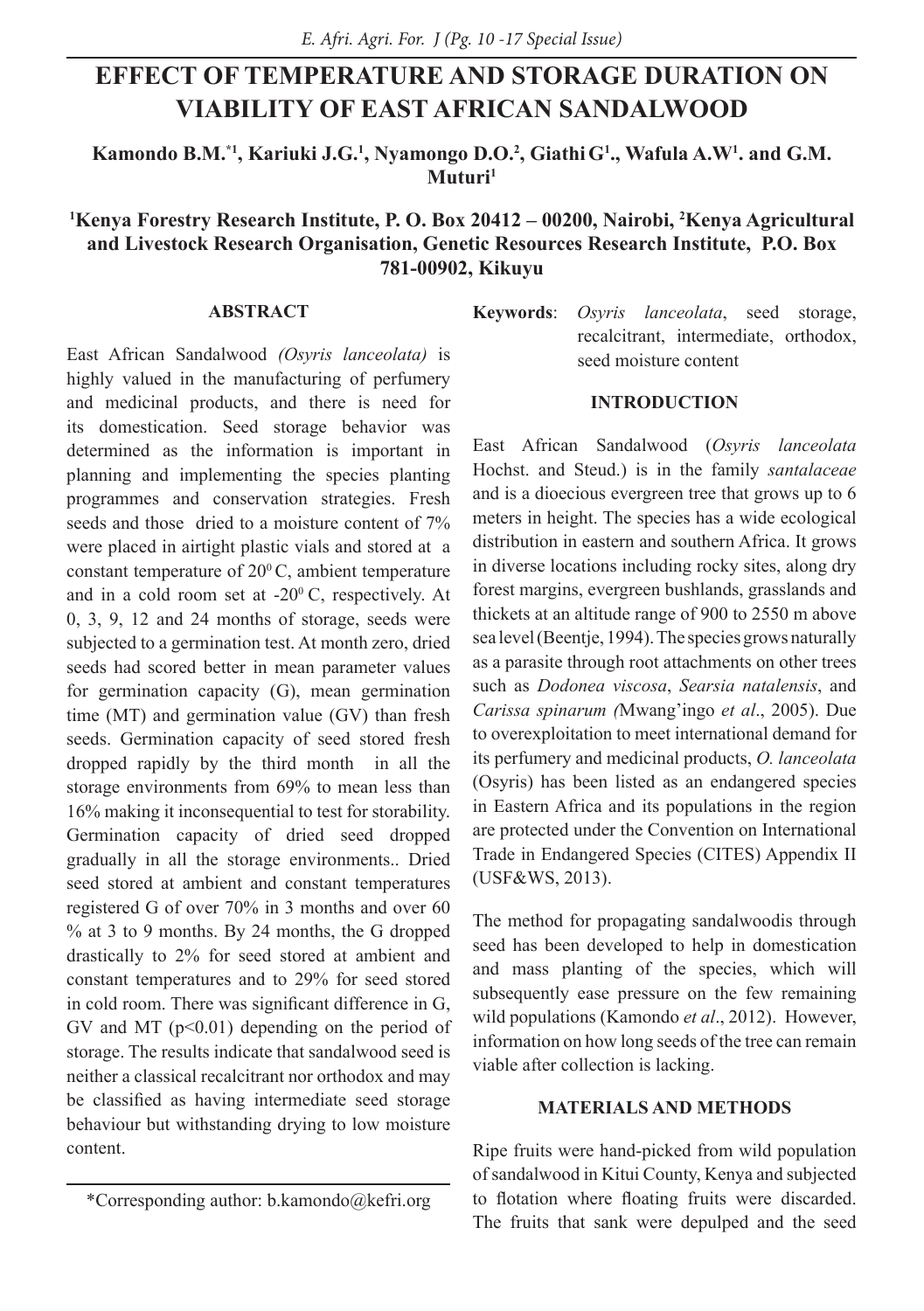# EFFECT OF TEMPERATURE AND STORAGE DURATION ON VIABILITY OF EAST AFRICAN SANDALWOOD

**Kamondo B.M.[*1], Kariuki J.G.[1], Nyamongo D.O.[2], Giathi G[1]., Wafula A.W[1]. and G.M. Muturi[1]**

**[1]Kenya Forestry Research Institute, P. O. Box 20412 – 00200, Nairobi, [2]Kenya Agricultural and Livestock Research Organisation, Genetic Resources Research Institute, P.O. Box 781-00902, Kikuyu**

## ABSTRACT

East African Sandalwood *(Osyris lanceolata)* is highly valued in the manufacturing of perfumery and medicinal products, and there is need for its domestication. Seed storage behavior was determined as the information is important in planning and implementing the species planting programmes and conservation strategies. Fresh seeds and those dried to a moisture content of 7% were placed in airtight plastic vials and stored at a constant temperature of $20^0$ C, ambient temperature and in a cold room set at $-20^0$ C, respectively. At 0, 3, 9, 12 and 24 months of storage, seeds were subjected to a germination test. At month zero, dried seeds had scored better in mean parameter values for germination capacity (G), mean germination time (MT) and germination value (GV) than fresh seeds. Germination capacity of seed stored fresh dropped rapidly by the third month in all the storage environments from 69% to mean less than 16% making it inconsequential to test for storability. Germination capacity of dried seed dropped gradually in all the storage environments.. Dried seed stored at ambient and constant temperatures registered G of over 70% in 3 months and over 60 % at 3 to 9 months. By 24 months, the G dropped drastically to 2% for seed stored at ambient and constant temperatures and to 29% for seed stored in cold room. There was significant difference in G, GV and MT ($p<0.01$) depending on the period of storage. The results indicate that sandalwood seed is neither a classical recalcitrant nor orthodox and may be classified as having intermediate seed storage behaviour but withstanding drying to low moisture content.

\*Corresponding author: b.kamondo@kefri.org

**Keywords**: *Osyris lanceolata*, seed storage, recalcitrant, intermediate, orthodox, seed moisture content

## INTRODUCTION

East African Sandalwood (*Osyris lanceolata* Hochst. and Steud.) is in the family *santalaceae* and is a dioecious evergreen tree that grows up to 6 meters in height. The species has a wide ecological distribution in eastern and southern Africa. It grows in diverse locations including rocky sites, along dry forest margins, evergreen bushlands, grasslands and thickets at an altitude range of 900 to 2550 m above sea level (Beentje, 1994). The species grows naturally as a parasite through root attachments on other trees such as *Dodonea viscosa*, *Searsia natalensis*, and *Carissa spinarum (*Mwang'ingo *et al*., 2005). Due to overexploitation to meet international demand for its perfumery and medicinal products, *O. lanceolata* (Osyris) has been listed as an endangered species in Eastern Africa and its populations in the region are protected under the Convention on International Trade in Endangered Species (CITES) Appendix II (USF&WS, 2013).

The method for propagating sandalwoodis through seed has been developed to help in domestication and mass planting of the species, which will subsequently ease pressure on the few remaining wild populations (Kamondo *et al*., 2012). However, information on how long seeds of the tree can remain viable after collection is lacking.

## MATERIALS AND METHODS

Ripe fruits were hand-picked from wild population of sandalwood in Kitui County, Kenya and subjected to flotation where floating fruits were discarded. The fruits that sank were depulped and the seed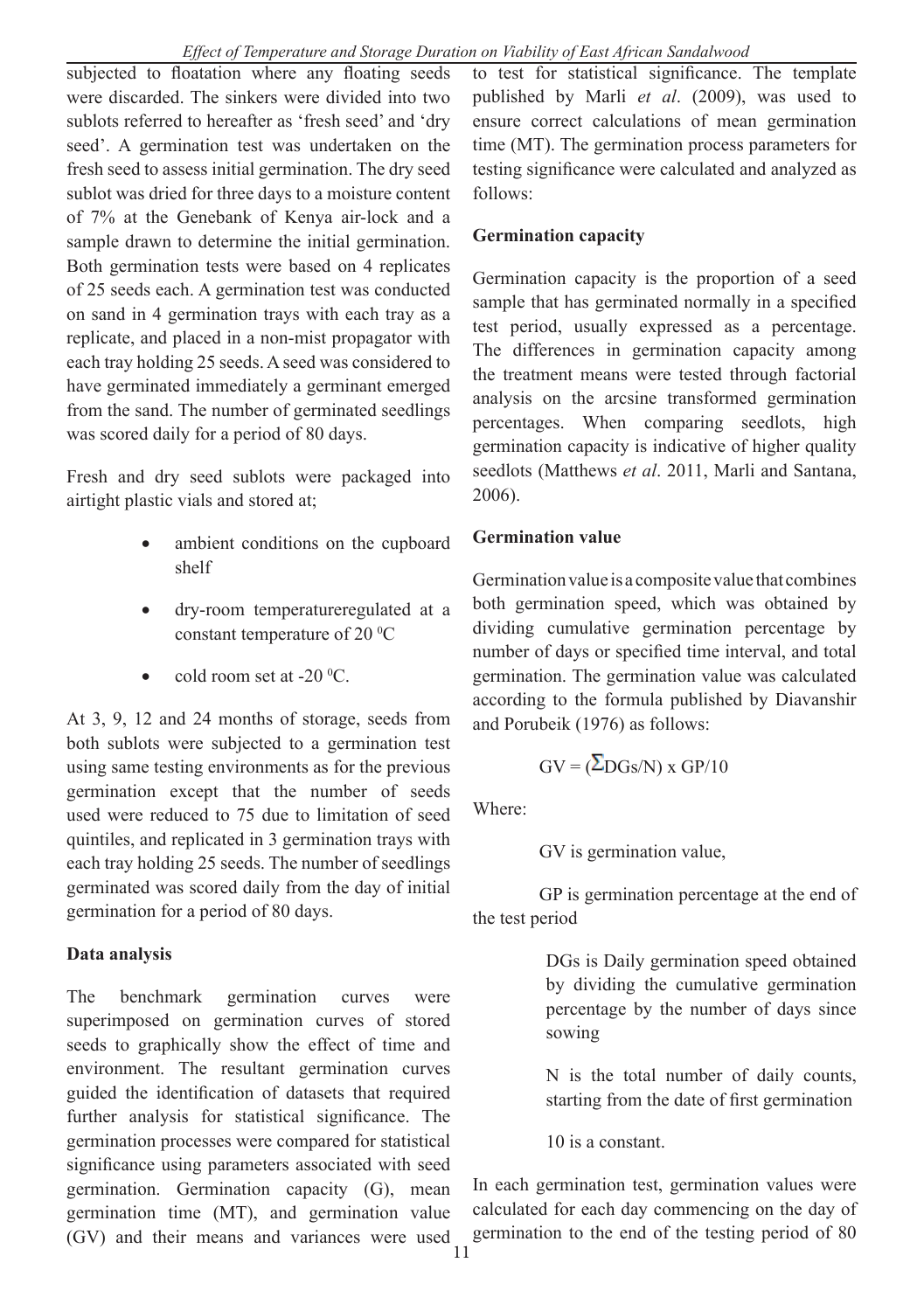subjected to floatation where any floating seeds were discarded. The sinkers were divided into two sublots referred to hereafter as 'fresh seed' and 'dry seed'. A germination test was undertaken on the fresh seed to assess initial germination. The dry seed sublot was dried for three days to a moisture content of 7% at the Genebank of Kenya air-lock and a sample drawn to determine the initial germination. Both germination tests were based on 4 replicates of 25 seeds each. A germination test was conducted on sand in 4 germination trays with each tray as a replicate, and placed in a non-mist propagator with each tray holding 25 seeds. A seed was considered to have germinated immediately a germinant emerged from the sand. The number of germinated seedlings was scored daily for a period of 80 days.

Fresh and dry seed sublots were packaged into airtight plastic vials and stored at;

- ambient conditions on the cupboard shelf
- dry-room temperatureregulated at a constant temperature of 20 $^0$C
- cold room set at -20 $^0$C.

At 3, 9, 12 and 24 months of storage, seeds from both sublots were subjected to a germination test using same testing environments as for the previous germination except that the number of seeds used were reduced to 75 due to limitation of seed quintiles, and replicated in 3 germination trays with each tray holding 25 seeds. The number of seedlings germinated was scored daily from the day of initial germination for a period of 80 days.

**Data analysis**

The benchmark germination curves were superimposed on germination curves of stored seeds to graphically show the effect of time and environment. The resultant germination curves guided the identification of datasets that required further analysis for statistical significance. The germination processes were compared for statistical significance using parameters associated with seed germination. Germination capacity (G), mean germination time (MT), and germination value (GV) and their means and variances were used to test for statistical significance. The template published by Marli *et al*. (2009), was used to ensure correct calculations of mean germination time (MT). The germination process parameters for testing significance were calculated and analyzed as follows:

**Germination capacity**

Germination capacity is the proportion of a seed sample that has germinated normally in a specified test period, usually expressed as a percentage. The differences in germination capacity among the treatment means were tested through factorial analysis on the arcsine transformed germination percentages. When comparing seedlots, high germination capacity is indicative of higher quality seedlots (Matthews *et al*. 2011, Marli and Santana, 2006).

**Germination value**

Germination value is a composite value that combines both germination speed, which was obtained by dividing cumulative germination percentage by number of days or specified time interval, and total germination. The germination value was calculated according to the formula published by Diavanshir and Porubeik (1976) as follows:

$$GV = (\Sigma DGs/N) \times GP/10$$

Where:

GV is germination value,

GP is germination percentage at the end of the test period

DGs is Daily germination speed obtained by dividing the cumulative germination percentage by the number of days since sowing

N is the total number of daily counts, starting from the date of first germination

10 is a constant.

In each germination test, germination values were calculated for each day commencing on the day of germination to the end of the testing period of 80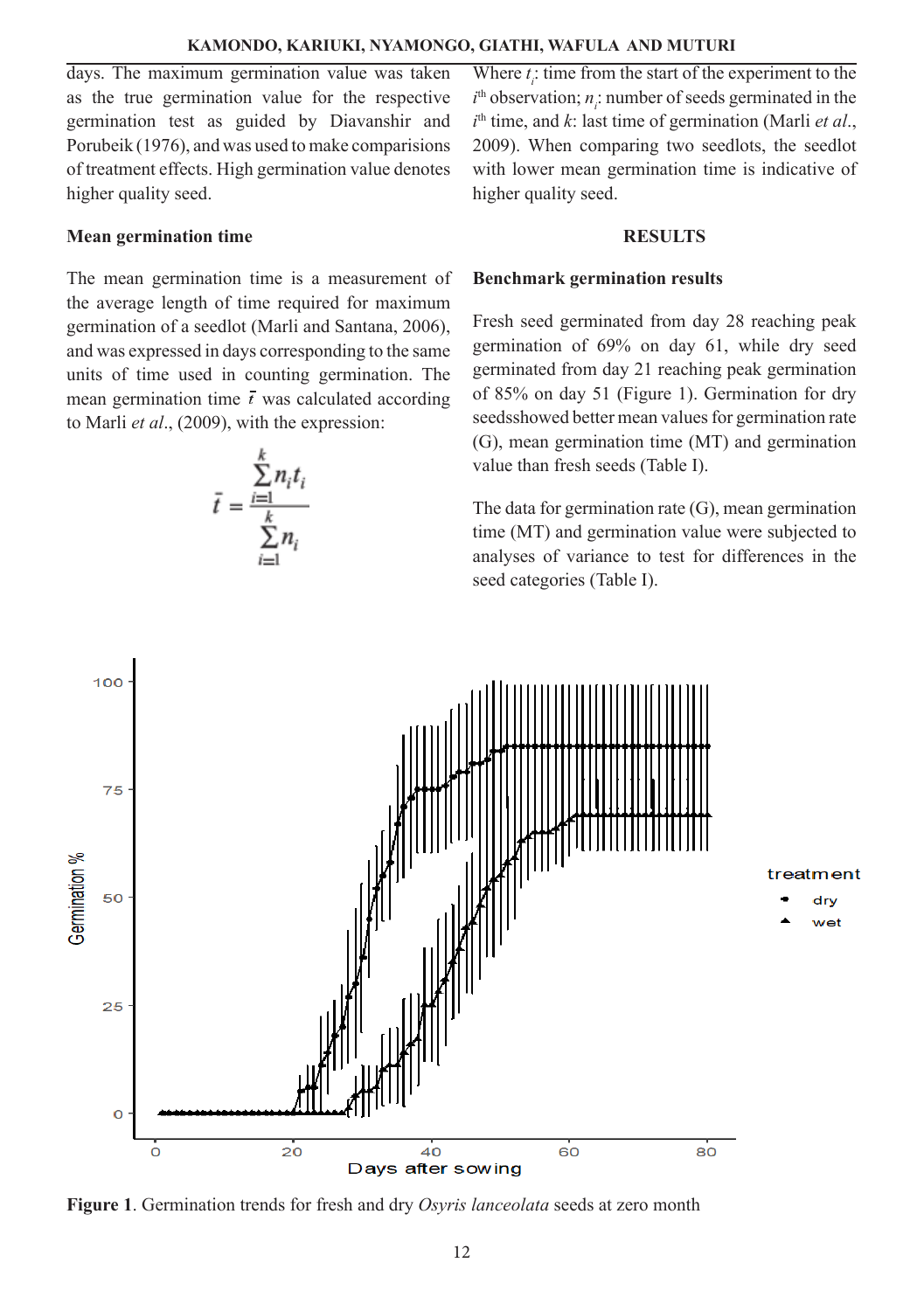days. The maximum germination value was taken as the true germination value for the respective germination test as guided by Diavanshir and Porubeik (1976), and was used to make comparisions of treatment effects. High germination value denotes higher quality seed.

### Mean germination time

The mean germination time is a measurement of the average length of time required for maximum germination of a seedlot (Marli and Santana, 2006), and was expressed in days corresponding to the same units of time used in counting germination. The mean germination time $\bar{t}$ was calculated according to Marli *et al*., (2009), with the expression:

$$\bar{t} = \frac{\sum_{i=1}^{k} n_i t_i}{\sum_{i=1}^{k} n_i}$$

Where $t_i$: time from the start of the experiment to the $i^{th}$ observation; $n_i$: number of seeds germinated in the $i^{th}$ time, and $k$: last time of germination (Marli *et al*., 2009). When comparing two seedlots, the seedlot with lower mean germination time is indicative of higher quality seed.

## RESULTS

### Benchmark germination results

Fresh seed germinated from day 28 reaching peak germination of 69% on day 61, while dry seed germinated from day 21 reaching peak germination of 85% on day 51 (Figure 1). Germination for dry seedsshowed better mean values for germination rate (G), mean germination time (MT) and germination value than fresh seeds (Table I).

The data for germination rate (G), mean germination time (MT) and germination value were subjected to analyses of variance to test for differences in the seed categories (Table I).

**Figure 1**. Germination trends for fresh and dry *Osyris lanceolata* seeds at zero month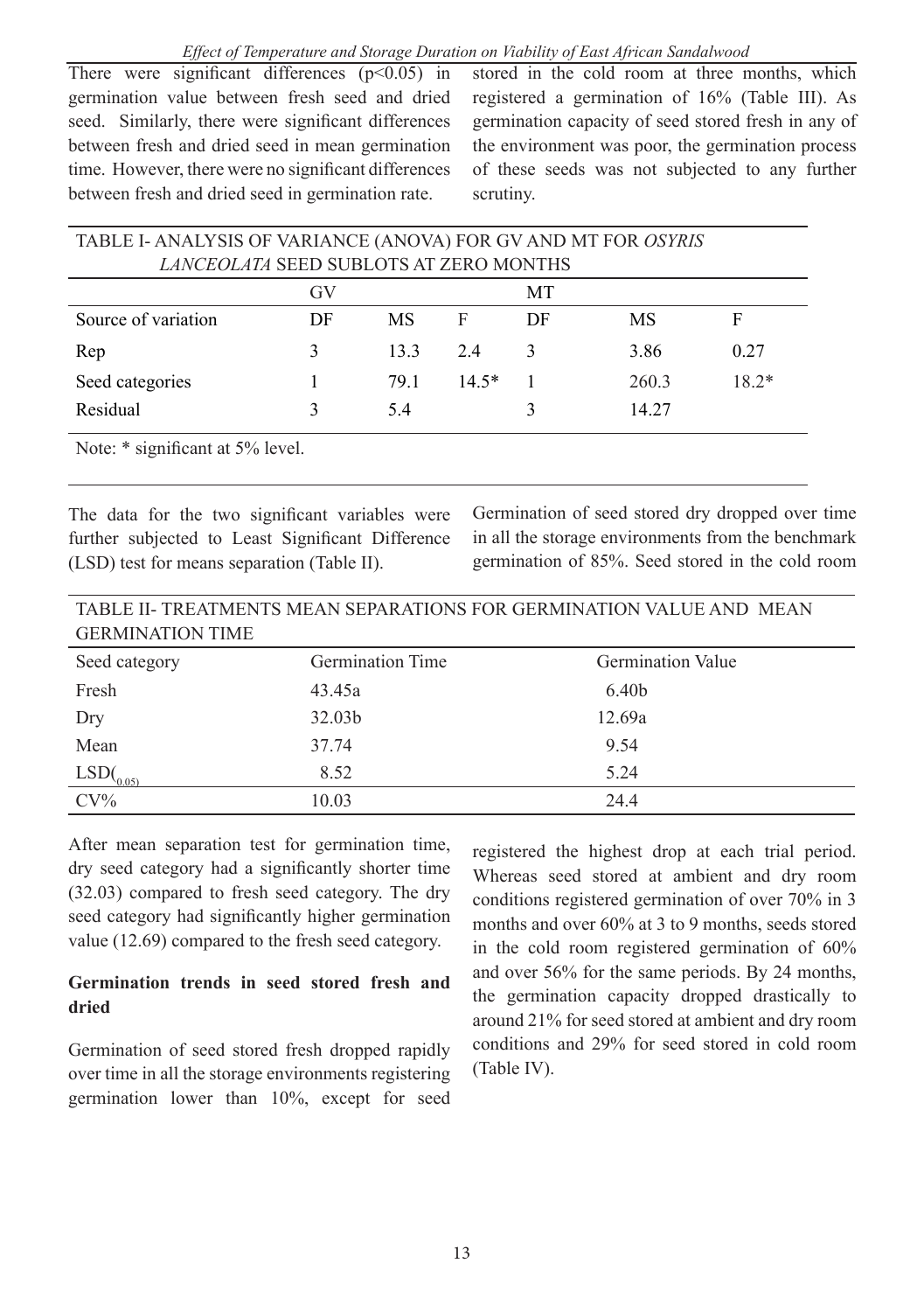There were significant differences ($p<0.05$) in germination value between fresh seed and dried seed. Similarly, there were significant differences between fresh and dried seed in mean germination time. However, there were no significant differences between fresh and dried seed in germination rate.

TABLE I- ANALYSIS OF VARIANCE (ANOVA) FOR GV AND MT FOR *OSYRIS LANCEOLATA* SEED SUBLOTS AT ZERO MONTHS

| | GV | | | MT | | |
|---|---|---|---|---|---|---|
| Source of variation | DF | MS | F | DF | MS | F |
| Rep | 3 | 13.3 | 2.4 | 3 | 3.86 | 0.27 |
| Seed categories | 1 | 79.1 | 14.5* | 1 | 260.3 | 18.2* |
| Residual | 3 | 5.4 | | 3 | 14.27 | |

Note: * significant at 5% level.

The data for the two significant variables were further subjected to Least Significant Difference (LSD) test for means separation (Table II).

TABLE II- TREATMENTS MEAN SEPARATIONS FOR GERMINATION VALUE AND MEAN GERMINATION TIME

| Seed category | Germination Time | Germination Value |
|---|---|---|
| Fresh | 43.45a | 6.40b |
| Dry | 32.03b | 12.69a |
| Mean | 37.74 | 9.54 |
| $LSD_{(0.05)}$ | 8.52 | 5.24 |
| CV% | 10.03 | 24.4 |

After mean separation test for germination time, dry seed category had a significantly shorter time (32.03) compared to fresh seed category. The dry seed category had significantly higher germination value (12.69) compared to the fresh seed category.

**Germination trends in seed stored fresh and dried**

Germination of seed stored fresh dropped rapidly over time in all the storage environments registering germination lower than 10%, except for seed stored in the cold room at three months, which registered a germination of 16% (Table III). As germination capacity of seed stored fresh in any of the environment was poor, the germination process of these seeds was not subjected to any further scrutiny.

Germination of seed stored dry dropped over time in all the storage environments from the benchmark germination of 85%. Seed stored in the cold room registered the highest drop at each trial period. Whereas seed stored at ambient and dry room conditions registered germination of over 70% in 3 months and over 60% at 3 to 9 months, seeds stored in the cold room registered germination of 60% and over 56% for the same periods. By 24 months, the germination capacity dropped drastically to around 21% for seed stored at ambient and dry room conditions and 29% for seed stored in cold room (Table IV).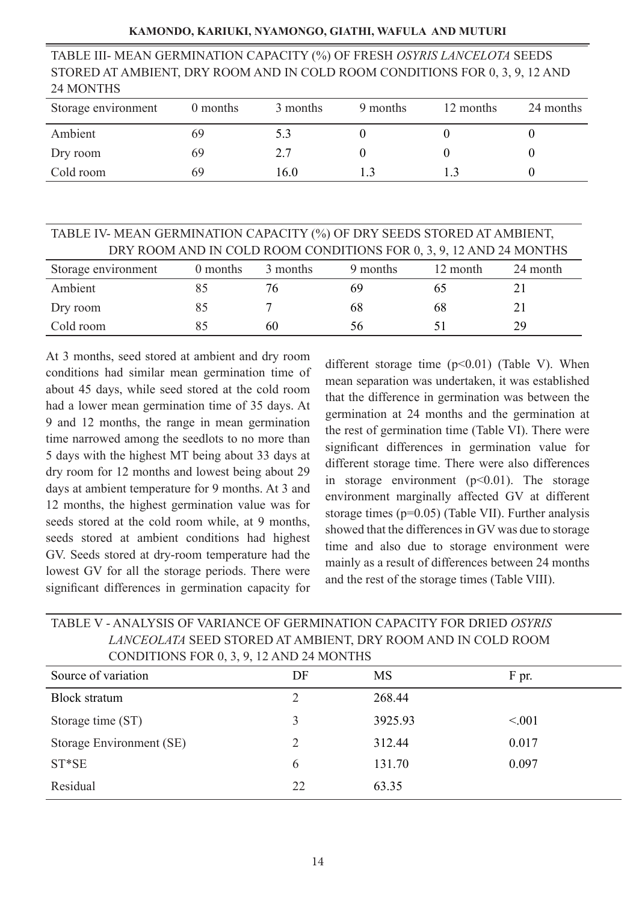TABLE III- MEAN GERMINATION CAPACITY (%) OF FRESH *OSYRIS LANCELOTA* SEEDS STORED AT AMBIENT, DRY ROOM AND IN COLD ROOM CONDITIONS FOR 0, 3, 9, 12 AND 24 MONTHS

| Storage environment | 0 months | 3 months | 9 months | 12 months | 24 months |
|---|---|---|---|---|---|
| Ambient | 69 | 5.3 | 0 | 0 | 0 |
| Dry room | 69 | 2.7 | 0 | 0 | 0 |
| Cold room | 69 | 16.0 | 1.3 | 1.3 | 0 |

TABLE IV- MEAN GERMINATION CAPACITY (%) OF DRY SEEDS STORED AT AMBIENT, DRY ROOM AND IN COLD ROOM CONDITIONS FOR 0, 3, 9, 12 AND 24 MONTHS

| Storage environment | 0 months | 3 months | 9 months | 12 month | 24 month |
|---|---|---|---|---|---|
| Ambient | 85 | 76 | 69 | 65 | 21 |
| Dry room | 85 | 7 | 68 | 68 | 21 |
| Cold room | 85 | 60 | 56 | 51 | 29 |

At 3 months, seed stored at ambient and dry room conditions had similar mean germination time of about 45 days, while seed stored at the cold room had a lower mean germination time of 35 days. At 9 and 12 months, the range in mean germination time narrowed among the seedlots to no more than 5 days with the highest MT being about 33 days at dry room for 12 months and lowest being about 29 days at ambient temperature for 9 months. At 3 and 12 months, the highest germination value was for seeds stored at the cold room while, at 9 months, seeds stored at ambient conditions had highest GV. Seeds stored at dry-room temperature had the lowest GV for all the storage periods. There were significant differences in germination capacity for different storage time ($p<0.01$) (Table V). When mean separation was undertaken, it was established that the difference in germination was between the germination at 24 months and the germination at the rest of germination time (Table VI). There were significant differences in germination value for different storage time. There were also differences in storage environment ($p<0.01$). The storage environment marginally affected GV at different storage times ($p=0.05$) (Table VII). Further analysis showed that the differences in GV was due to storage time and also due to storage environment were mainly as a result of differences between 24 months and the rest of the storage times (Table VIII).

TABLE V - ANALYSIS OF VARIANCE OF GERMINATION CAPACITY FOR DRIED *OSYRIS LANCEOLATA* SEED STORED AT AMBIENT, DRY ROOM AND IN COLD ROOM CONDITIONS FOR 0, 3, 9, 12 AND 24 MONTHS

| Source of variation | DF | MS | F pr. |
|---|---|---|---|
| Block stratum | 2 | 268.44 | |
| Storage time (ST) | 3 | 3925.93 | <.001 |
| Storage Environment (SE) | 2 | 312.44 | 0.017 |
| ST*SE | 6 | 131.70 | 0.097 |
| Residual | 22 | 63.35 | |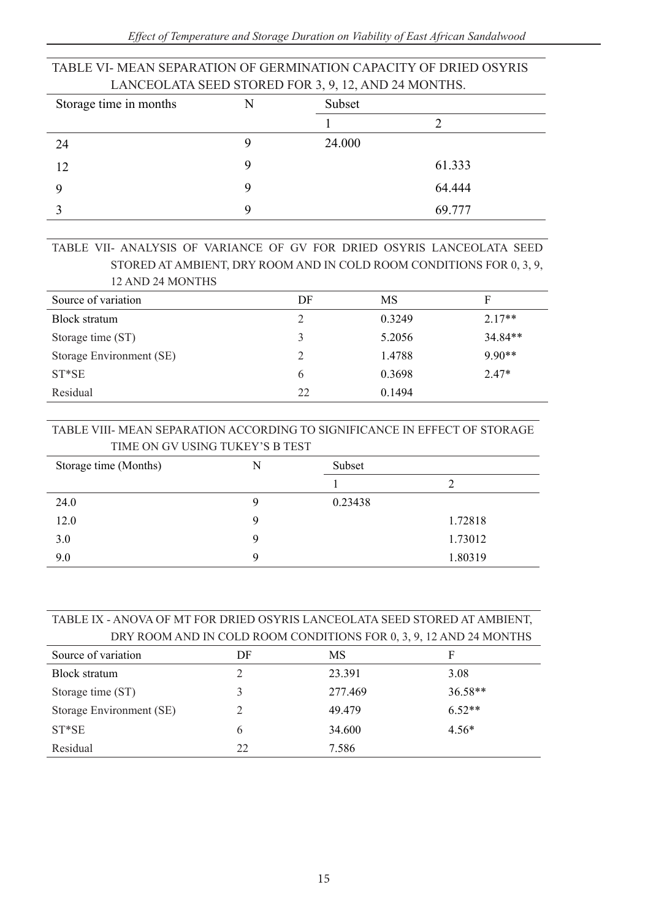TABLE VI- MEAN SEPARATION OF GERMINATION CAPACITY OF DRIED OSYRIS LANCEOLATA SEED STORED FOR 3, 9, 12, AND 24 MONTHS.

| Storage time in months | N | Subset | |
|---|---|---|---|
| | | 1 | 2 |
| 24 | 9 | 24.000 | |
| 12 | 9 | | 61.333 |
| 9 | 9 | | 64.444 |
| 3 | 9 | | 69.777 |

TABLE VII- ANALYSIS OF VARIANCE OF GV FOR DRIED OSYRIS LANCEOLATA SEED STORED AT AMBIENT, DRY ROOM AND IN COLD ROOM CONDITIONS FOR 0, 3, 9, 12 AND 24 MONTHS

| Source of variation | DF | MS | F |
|---|---|---|---|
| Block stratum | 2 | 0.3249 | 2.17** |
| Storage time (ST) | 3 | 5.2056 | 34.84** |
| Storage Environment (SE) | 2 | 1.4788 | 9.90** |
| ST*SE | 6 | 0.3698 | 2.47* |
| Residual | 22 | 0.1494 | |

TABLE VIII- MEAN SEPARATION ACCORDING TO SIGNIFICANCE IN EFFECT OF STORAGE TIME ON GV USING TUKEY'S B TEST

| Storage time (Months) | N | Subset | |
|---|---|---|---|
| | | 1 | 2 |
| 24.0 | 9 | 0.23438 | |
| 12.0 | 9 | | 1.72818 |
| 3.0 | 9 | | 1.73012 |
| 9.0 | 9 | | 1.80319 |

TABLE IX - ANOVA OF MT FOR DRIED OSYRIS LANCEOLATA SEED STORED AT AMBIENT, DRY ROOM AND IN COLD ROOM CONDITIONS FOR 0, 3, 9, 12 AND 24 MONTHS

| Source of variation | DF | MS | F |
|---|---|---|---|
| Block stratum | 2 | 23.391 | 3.08 |
| Storage time (ST) | 3 | 277.469 | 36.58** |
| Storage Environment (SE) | 2 | 49.479 | 6.52** |
| ST*SE | 6 | 34.600 | 4.56* |
| Residual | 22 | 7.586 | |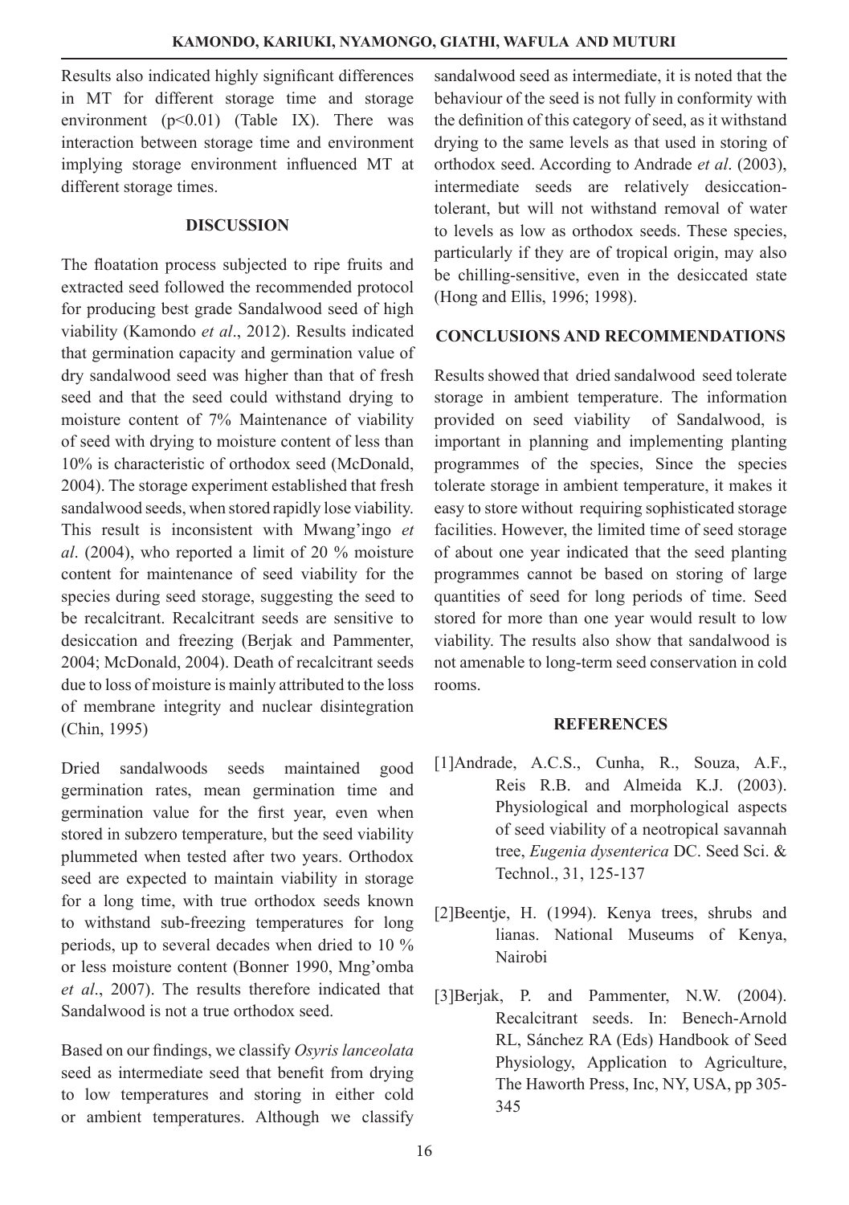Results also indicated highly significant differences in MT for different storage time and storage environment ($p<0.01$) (Table IX). There was interaction between storage time and environment implying storage environment influenced MT at different storage times.

## DISCUSSION

The floatation process subjected to ripe fruits and extracted seed followed the recommended protocol for producing best grade Sandalwood seed of high viability (Kamondo *et al*., 2012). Results indicated that germination capacity and germination value of dry sandalwood seed was higher than that of fresh seed and that the seed could withstand drying to moisture content of 7% Maintenance of viability of seed with drying to moisture content of less than 10% is characteristic of orthodox seed (McDonald, 2004). The storage experiment established that fresh sandalwood seeds, when stored rapidly lose viability. This result is inconsistent with Mwang'ingo *et al*. (2004), who reported a limit of 20 % moisture content for maintenance of seed viability for the species during seed storage, suggesting the seed to be recalcitrant. Recalcitrant seeds are sensitive to desiccation and freezing (Berjak and Pammenter, 2004; McDonald, 2004). Death of recalcitrant seeds due to loss of moisture is mainly attributed to the loss of membrane integrity and nuclear disintegration (Chin, 1995)

Dried sandalwoods seeds maintained good germination rates, mean germination time and germination value for the first year, even when stored in subzero temperature, but the seed viability plummeted when tested after two years. Orthodox seed are expected to maintain viability in storage for a long time, with true orthodox seeds known to withstand sub-freezing temperatures for long periods, up to several decades when dried to 10 % or less moisture content (Bonner 1990, Mng'omba *et al*., 2007). The results therefore indicated that Sandalwood is not a true orthodox seed.

Based on our findings, we classify *Osyris lanceolata* seed as intermediate seed that benefit from drying to low temperatures and storing in either cold or ambient temperatures. Although we classify sandalwood seed as intermediate, it is noted that the behaviour of the seed is not fully in conformity with the definition of this category of seed, as it withstand drying to the same levels as that used in storing of orthodox seed. According to Andrade *et al*. (2003), intermediate seeds are relatively desiccation-tolerant, but will not withstand removal of water to levels as low as orthodox seeds. These species, particularly if they are of tropical origin, may also be chilling-sensitive, even in the desiccated state (Hong and Ellis, 1996; 1998).

## CONCLUSIONS AND RECOMMENDATIONS

Results showed that dried sandalwood seed tolerate storage in ambient temperature. The information provided on seed viability of Sandalwood, is important in planning and implementing planting programmes of the species, Since the species tolerate storage in ambient temperature, it makes it easy to store without requiring sophisticated storage facilities. However, the limited time of seed storage of about one year indicated that the seed planting programmes cannot be based on storing of large quantities of seed for long periods of time. Seed stored for more than one year would result to low viability. The results also show that sandalwood is not amenable to long-term seed conservation in cold rooms.

## REFERENCES

[1]Andrade, A.C.S., Cunha, R., Souza, A.F., Reis R.B. and Almeida K.J. (2003). Physiological and morphological aspects of seed viability of a neotropical savannah tree, *Eugenia dysenterica* DC. Seed Sci. & Technol., 31, 125-137

[2]Beentje, H. (1994). Kenya trees, shrubs and lianas. National Museums of Kenya, Nairobi

[3]Berjak, P. and Pammenter, N.W. (2004). Recalcitrant seeds. In: Benech-Arnold RL, Sánchez RA (Eds) Handbook of Seed Physiology, Application to Agriculture, The Haworth Press, Inc, NY, USA, pp 305-345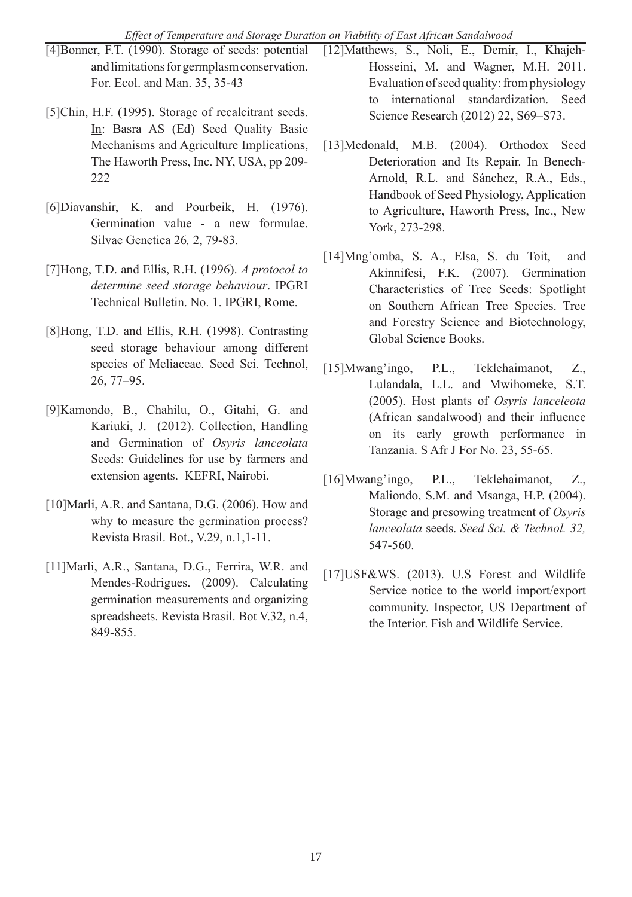[4]Bonner, F.T. (1990). Storage of seeds: potential and limitations for germplasm conservation. For. Ecol. and Man. 35, 35-43

[5]Chin, H.F. (1995). Storage of recalcitrant seeds. In: Basra AS (Ed) Seed Quality Basic Mechanisms and Agriculture Implications, The Haworth Press, Inc. NY, USA, pp 209-222

[6]Diavanshir, K. and Pourbeik, H. (1976). Germination value - a new formulae. Silvae Genetica 26*,* 2, 79-83.

[7]Hong, T.D. and Ellis, R.H. (1996). *A protocol to determine seed storage behaviour*. IPGRI Technical Bulletin. No. 1. IPGRI, Rome.

[8]Hong, T.D. and Ellis, R.H. (1998). Contrasting seed storage behaviour among different species of Meliaceae. Seed Sci. Technol, 26, 77–95.

[9]Kamondo, B., Chahilu, O., Gitahi, G. and Kariuki, J. (2012). Collection, Handling and Germination of *Osyris lanceolata* Seeds: Guidelines for use by farmers and extension agents. KEFRI, Nairobi.

[10]Marli, A.R. and Santana, D.G. (2006). How and why to measure the germination process? Revista Brasil. Bot., V.29, n.1,1-11.

[11]Marli, A.R., Santana, D.G., Ferrira, W.R. and Mendes-Rodrigues. (2009). Calculating germination measurements and organizing spreadsheets. Revista Brasil. Bot V.32, n.4, 849-855.

[12]Matthews, S., Noli, E., Demir, I., Khajeh-Hosseini, M. and Wagner, M.H. 2011. Evaluation of seed quality: from physiology to international standardization. Seed Science Research (2012) 22, S69–S73.

[13]Mcdonald, M.B. (2004). Orthodox Seed Deterioration and Its Repair. In Benech-Arnold, R.L. and Sánchez, R.A., Eds., Handbook of Seed Physiology, Application to Agriculture, Haworth Press, Inc., New York, 273-298.

[14]Mng'omba, S. A., Elsa, S. du Toit, and Akinnifesi, F.K. (2007). Germination Characteristics of Tree Seeds: Spotlight on Southern African Tree Species. Tree and Forestry Science and Biotechnology, Global Science Books.

[15]Mwang'ingo, P.L., Teklehaimanot, Z., Lulandala, L.L. and Mwihomeke, S.T. (2005). Host plants of *Osyris lanceleota* (African sandalwood) and their influence on its early growth performance in Tanzania. S Afr J For No. 23, 55-65.

[16]Mwang'ingo, P.L., Teklehaimanot, Z., Maliondo, S.M. and Msanga, H.P. (2004). Storage and presowing treatment of *Osyris lanceolata* seeds. *Seed Sci. & Technol. 32,* 547-560.

[17]USF&WS. (2013). U.S Forest and Wildlife Service notice to the world import/export community. Inspector, US Department of the Interior. Fish and Wildlife Service.